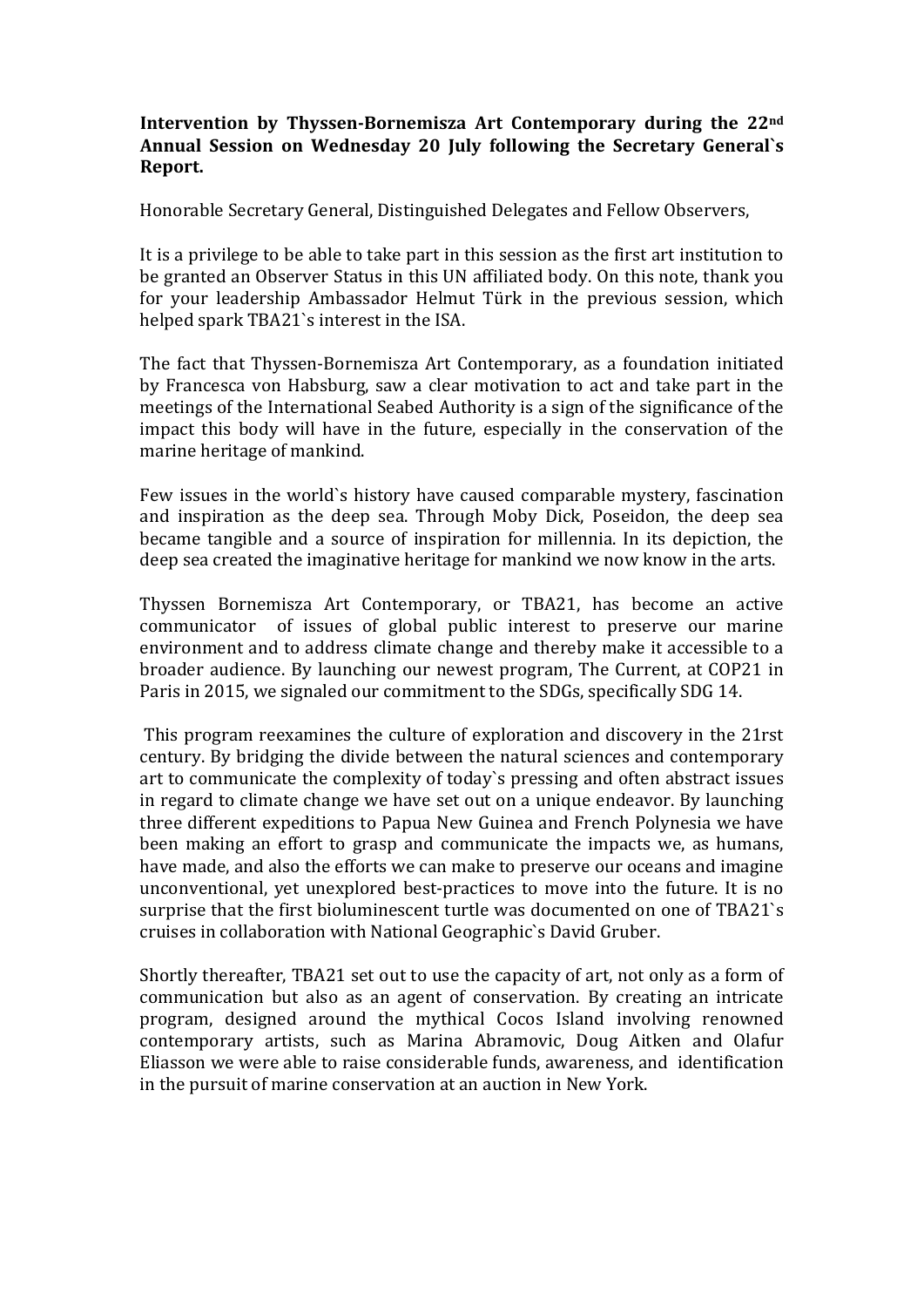**Intervention by Thyssen-Bornemisza Art Contemporary during the 22nd Annual Session on Wednesday 20 July following the Secretary General`s Report.**

Honorable Secretary General, Distinguished Delegates and Fellow Observers,

It is a privilege to be able to take part in this session as the first art institution to be granted an Observer Status in this UN affiliated body. On this note, thank you for your leadership Ambassador Helmut Türk in the previous session, which helped spark TBA21`s interest in the ISA.

The fact that Thyssen-Bornemisza Art Contemporary, as a foundation initiated by Francesca von Habsburg, saw a clear motivation to act and take part in the meetings of the International Seabed Authority is a sign of the significance of the impact this body will have in the future, especially in the conservation of the marine heritage of mankind.

Few issues in the world`s history have caused comparable mystery, fascination and inspiration as the deep sea. Through Moby Dick, Poseidon, the deep sea became tangible and a source of inspiration for millennia. In its depiction, the deep sea created the imaginative heritage for mankind we now know in the arts.

Thyssen Bornemisza Art Contemporary, or TBA21, has become an active communicator of issues of global public interest to preserve our marine environment and to address climate change and thereby make it accessible to a broader audience. By launching our newest program, The Current, at COP21 in Paris in 2015, we signaled our commitment to the SDGs, specifically SDG 14.

This program reexamines the culture of exploration and discovery in the 21rst century. By bridging the divide between the natural sciences and contemporary art to communicate the complexity of today`s pressing and often abstract issues in regard to climate change we have set out on a unique endeavor. By launching three different expeditions to Papua New Guinea and French Polynesia we have been making an effort to grasp and communicate the impacts we, as humans, have made, and also the efforts we can make to preserve our oceans and imagine unconventional, yet unexplored best-practices to move into the future. It is no surprise that the first bioluminescent turtle was documented on one of TBA21`s cruises in collaboration with National Geographic`s David Gruber.

Shortly thereafter, TBA21 set out to use the capacity of art, not only as a form of communication but also as an agent of conservation. By creating an intricate program, designed around the mythical Cocos Island involving renowned contemporary artists, such as Marina Abramovic, Doug Aitken and Olafur Eliasson we were able to raise considerable funds, awareness, and identification in the pursuit of marine conservation at an auction in New York.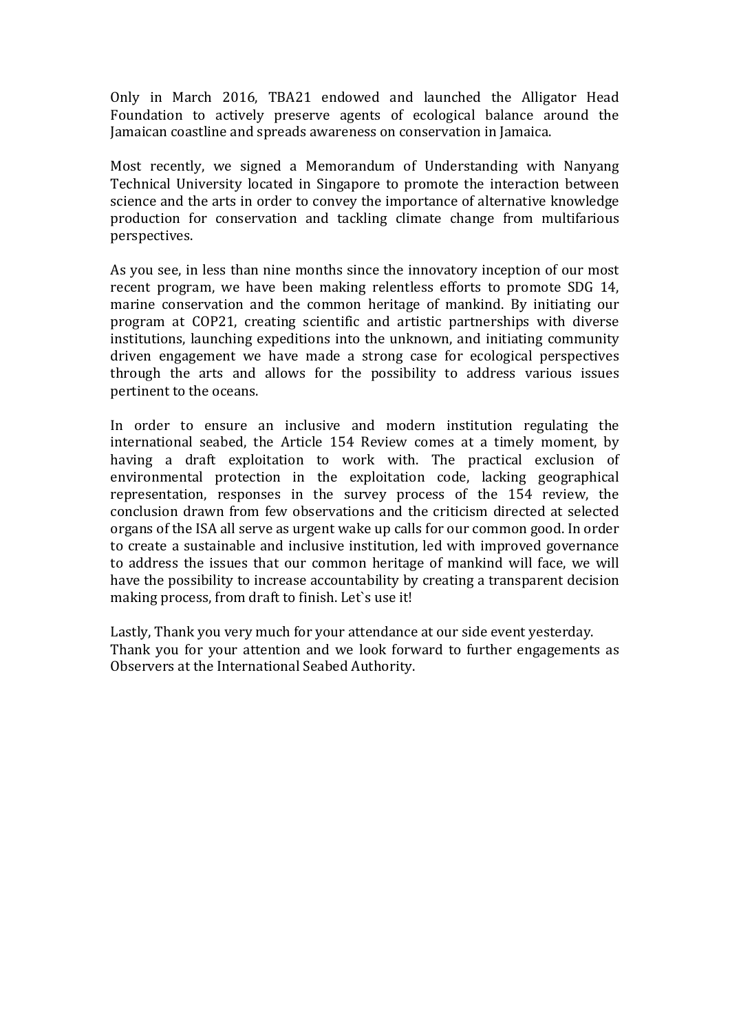Only in March 2016, TBA21 endowed and launched the Alligator Head Foundation to actively preserve agents of ecological balance around the Jamaican coastline and spreads awareness on conservation in Jamaica.

Most recently, we signed a Memorandum of Understanding with Nanyang Technical University located in Singapore to promote the interaction between science and the arts in order to convey the importance of alternative knowledge production for conservation and tackling climate change from multifarious perspectives.

As you see, in less than nine months since the innovatory inception of our most recent program, we have been making relentless efforts to promote SDG 14, marine conservation and the common heritage of mankind. By initiating our program at COP21, creating scientific and artistic partnerships with diverse institutions, launching expeditions into the unknown, and initiating community driven engagement we have made a strong case for ecological perspectives through the arts and allows for the possibility to address various issues pertinent to the oceans.

In order to ensure an inclusive and modern institution regulating the international seabed, the Article 154 Review comes at a timely moment, by having a draft exploitation to work with. The practical exclusion of environmental protection in the exploitation code, lacking geographical representation, responses in the survey process of the 154 review, the conclusion drawn from few observations and the criticism directed at selected organs of the ISA all serve as urgent wake up calls for our common good. In order to create a sustainable and inclusive institution, led with improved governance to address the issues that our common heritage of mankind will face, we will have the possibility to increase accountability by creating a transparent decision making process, from draft to finish. Let`s use it!

Lastly, Thank you very much for your attendance at our side event yesterday.
Thank you for your attention and we look forward to further engagements as Observers at the International Seabed Authority.